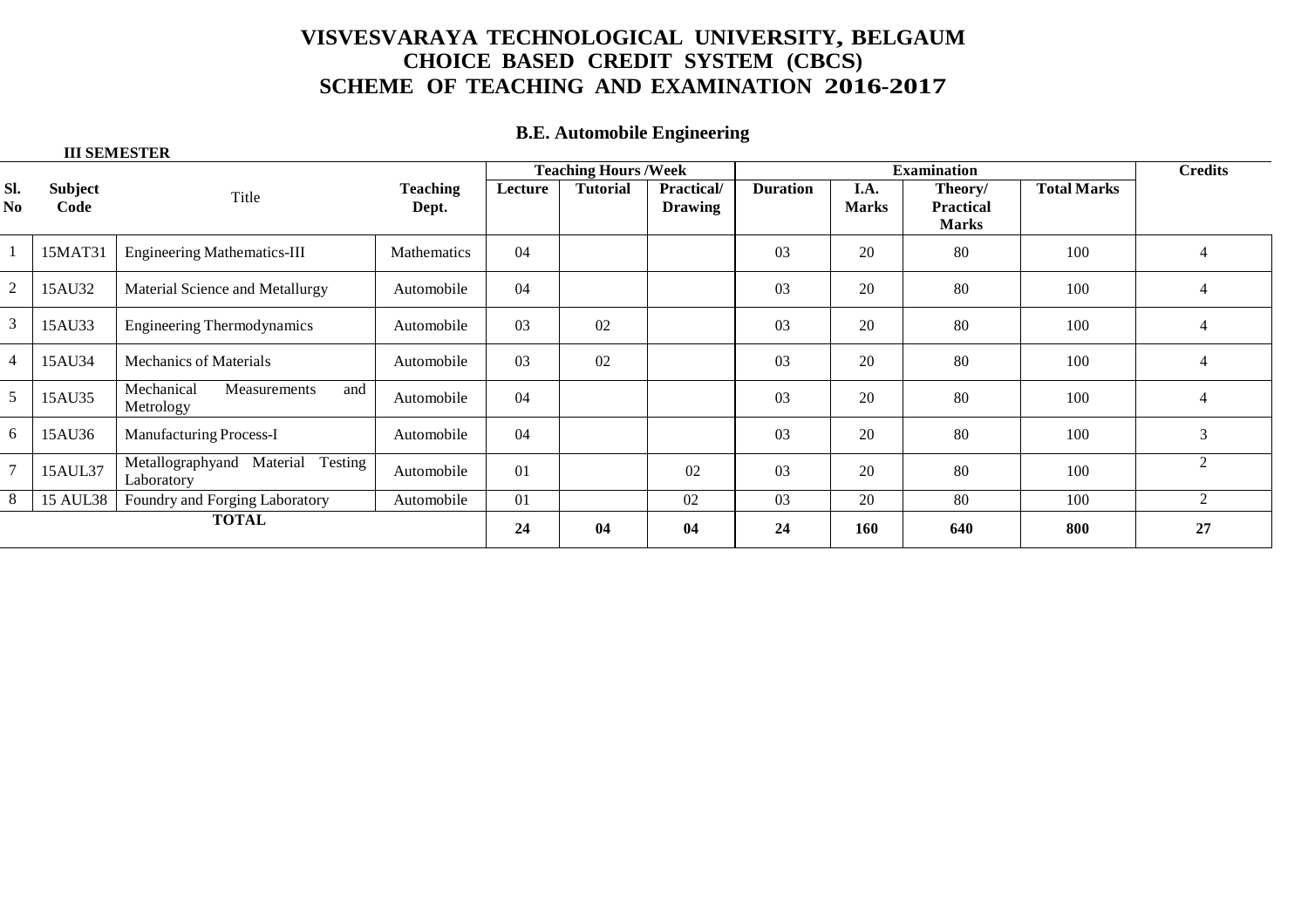# VISVESVARAYA TECHNOLOGICAL UNIVERSITY, BELGAUM
## CHOICE BASED CREDIT SYSTEM (CBCS)
## SCHEME OF TEACHING AND EXAMINATION 2016-2017

### B.E. Automobile Engineering

**III SEMESTER**

| Sl. No | Subject Code | Title | Teaching Dept. | Teaching Hours /Week | | | Examination | | | | Credits |
|---|---|---|---|---|---|---|---|---|---|---|---|
| | | | | Lecture | Tutorial | Practical/ Drawing | Duration | I.A. Marks | Theory/ Practical Marks | Total Marks | |
| 1 | 15MAT31 | Engineering Mathematics-III | Mathematics | 04 | | | 03 | 20 | 80 | 100 | 4 |
| 2 | 15AU32 | Material Science and Metallurgy | Automobile | 04 | | | 03 | 20 | 80 | 100 | 4 |
| 3 | 15AU33 | Engineering Thermodynamics | Automobile | 03 | 02 | | 03 | 20 | 80 | 100 | 4 |
| 4 | 15AU34 | Mechanics of Materials | Automobile | 03 | 02 | | 03 | 20 | 80 | 100 | 4 |
| 5 | 15AU35 | Mechanical Measurements and Metrology | Automobile | 04 | | | 03 | 20 | 80 | 100 | 4 |
| 6 | 15AU36 | Manufacturing Process-I | Automobile | 04 | | | 03 | 20 | 80 | 100 | 3 |
| 7 | 15AUL37 | Metallographyand Material Testing Laboratory | Automobile | 01 | | 02 | 03 | 20 | 80 | 100 | 2 |
| 8 | 15 AUL38 | Foundry and Forging Laboratory | Automobile | 01 | | 02 | 03 | 20 | 80 | 100 | 2 |
| **TOTAL** | | | | **24** | **04** | **04** | **24** | **160** | **640** | **800** | **27** |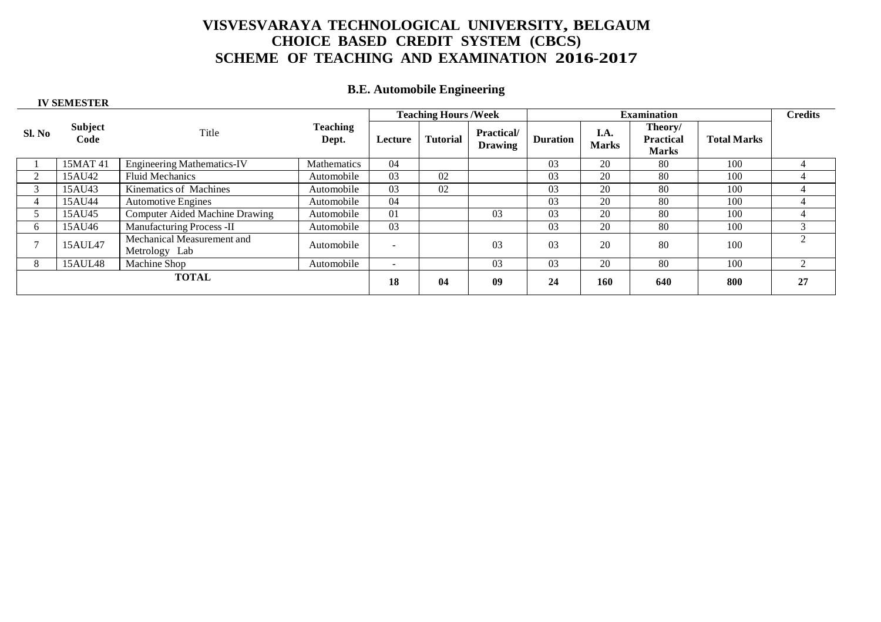# VISVESVARAYA TECHNOLOGICAL UNIVERSITY, BELGAUM
# CHOICE BASED CREDIT SYSTEM (CBCS)
# SCHEME OF TEACHING AND EXAMINATION 2016-2017

## B.E. Automobile Engineering

**IV SEMESTER**

| Sl. No | Subject Code | Title | Teaching Dept. | Teaching Hours /Week | | | Examination | | | | Credits |
|---|---|---|---|---|---|---|---|---|---|---|---|
| | | | | Lecture | Tutorial | Practical/ Drawing | Duration | I.A. Marks | Theory/ Practical Marks | Total Marks | |
| 1 | 15MAT 41 | Engineering Mathematics-IV | Mathematics | 04 | | | 03 | 20 | 80 | 100 | 4 |
| 2 | 15AU42 | Fluid Mechanics | Automobile | 03 | 02 | | 03 | 20 | 80 | 100 | 4 |
| 3 | 15AU43 | Kinematics of Machines | Automobile | 03 | 02 | | 03 | 20 | 80 | 100 | 4 |
| 4 | 15AU44 | Automotive Engines | Automobile | 04 | | | 03 | 20 | 80 | 100 | 4 |
| 5 | 15AU45 | Computer Aided Machine Drawing | Automobile | 01 | | 03 | 03 | 20 | 80 | 100 | 4 |
| 6 | 15AU46 | Manufacturing Process -II | Automobile | 03 | | | 03 | 20 | 80 | 100 | 3 |
| 7 | 15AUL47 | Mechanical Measurement and Metrology Lab | Automobile | - | | 03 | 03 | 20 | 80 | 100 | 2 |
| 8 | 15AUL48 | Machine Shop | Automobile | - | | 03 | 03 | 20 | 80 | 100 | 2 |
| **TOTAL** | | | | **18** | **04** | **09** | **24** | **160** | **640** | **800** | **27** |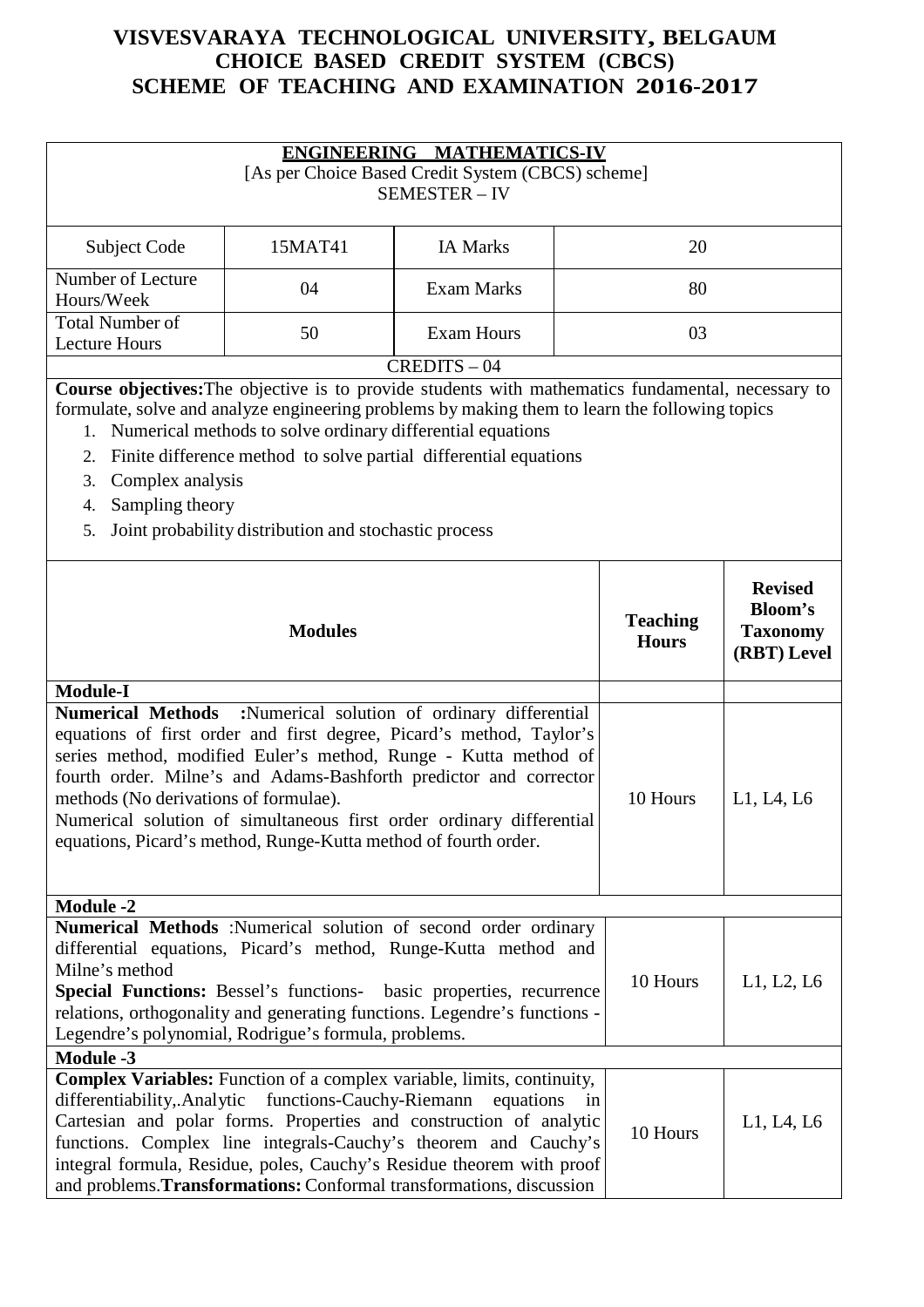# VISVESVARAYA TECHNOLOGICAL UNIVERSITY, BELGAUM
## CHOICE BASED CREDIT SYSTEM (CBCS)
## SCHEME OF TEACHING AND EXAMINATION 2016-2017

### ENGINEERING MATHEMATICS-IV

[As per Choice Based Credit System (CBCS) scheme]

SEMESTER – IV

| Subject Code | 15MAT41 | IA Marks | 20 |
|---|---|---|---|
| Number of Lecture Hours/Week | 04 | Exam Marks | 80 |
| Total Number of Lecture Hours | 50 | Exam Hours | 03 |

CREDITS – 04

**Course objectives:**The objective is to provide students with mathematics fundamental, necessary to formulate, solve and analyze engineering problems by making them to learn the following topics

1. Numerical methods to solve ordinary differential equations
2. Finite difference method to solve partial differential equations
3. Complex analysis
4. Sampling theory
5. Joint probability distribution and stochastic process

| **Modules** | **Teaching Hours** | **Revised Bloom's Taxonomy (RBT) Level** |
|---|---|---|
| **Module-I** | | |
| **Numerical Methods :**Numerical solution of ordinary differential equations of first order and first degree, Picard's method, Taylor's series method, modified Euler's method, Runge - Kutta method of fourth order. Milne's and Adams-Bashforth predictor and corrector methods (No derivations of formulae).<br>Numerical solution of simultaneous first order ordinary differential equations, Picard's method, Runge-Kutta method of fourth order. | 10 Hours | L1, L4, L6 |
| **Module -2** | | |
| **Numerical Methods** :Numerical solution of second order ordinary differential equations, Picard's method, Runge-Kutta method and Milne's method<br>**Special Functions:** Bessel's functions- basic properties, recurrence relations, orthogonality and generating functions. Legendre's functions - Legendre's polynomial, Rodrigue's formula, problems. | 10 Hours | L1, L2, L6 |
| **Module -3** | | |
| **Complex Variables:** Function of a complex variable, limits, continuity, differentiability,.Analytic functions-Cauchy-Riemann equations in Cartesian and polar forms. Properties and construction of analytic functions. Complex line integrals-Cauchy's theorem and Cauchy's integral formula, Residue, poles, Cauchy's Residue theorem with proof and problems.**Transformations:** Conformal transformations, discussion | 10 Hours | L1, L4, L6 |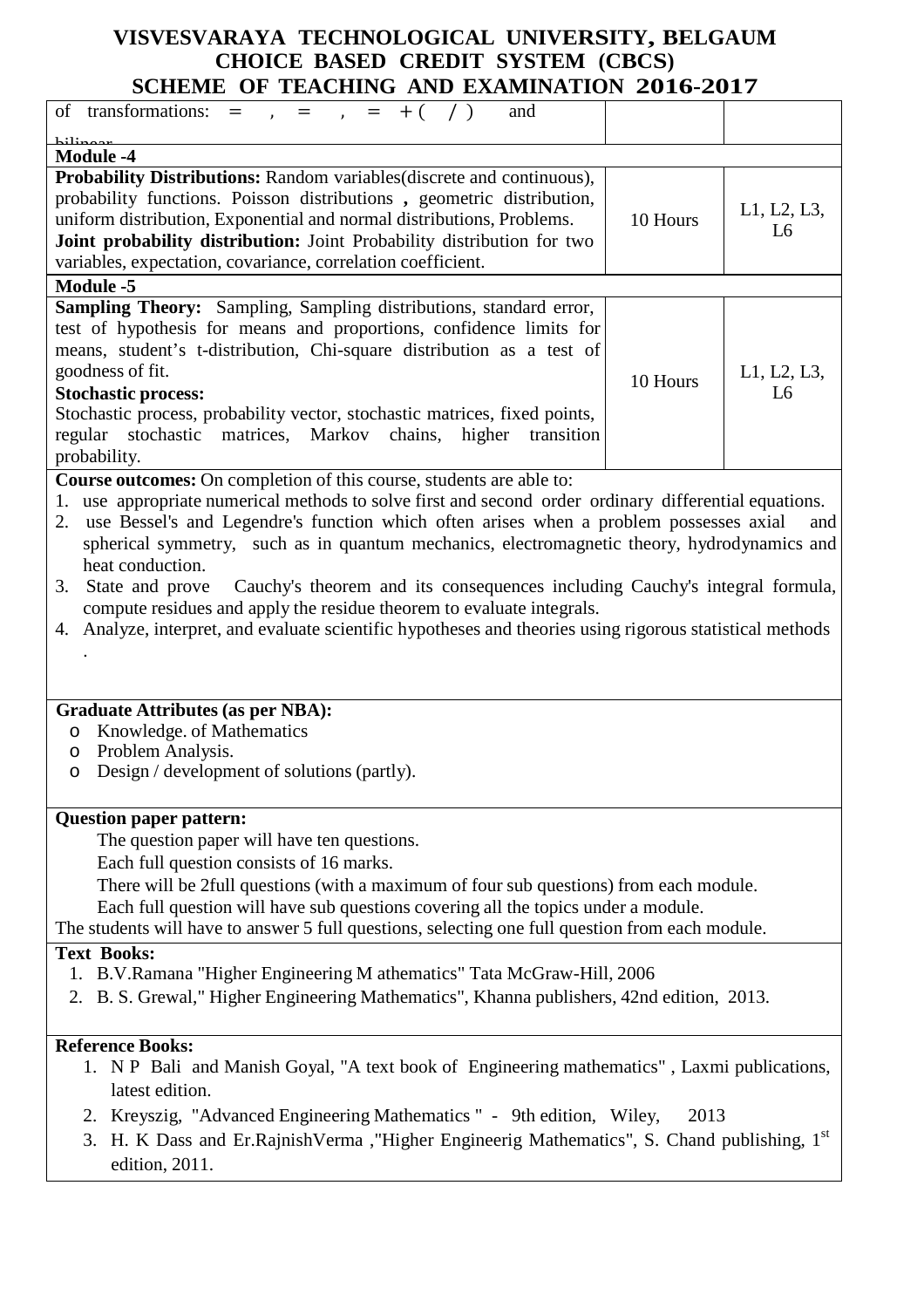# VISVESVARAYA TECHNOLOGICAL UNIVERSITY, BELGAUM
## CHOICE BASED CREDIT SYSTEM (CBCS)
## SCHEME OF TEACHING AND EXAMINATION 2016-2017

| | | |
|---|---|---|
| of transformations: $=$ , $=$ , $= + ( / )$ and bilinear | | |
| **Module -4** | | |
| **Probability Distributions:** Random variables(discrete and continuous), probability functions. Poisson distributions **,** geometric distribution, uniform distribution, Exponential and normal distributions, Problems. **Joint probability distribution:** Joint Probability distribution for two variables, expectation, covariance, correlation coefficient. | 10 Hours | L1, L2, L3, L6 |
| **Module -5** | | |
| **Sampling Theory:** Sampling, Sampling distributions, standard error, test of hypothesis for means and proportions, confidence limits for means, student's t-distribution, Chi-square distribution as a test of goodness of fit. **Stochastic process:** Stochastic process, probability vector, stochastic matrices, fixed points, regular stochastic matrices, Markov chains, higher transition probability. | 10 Hours | L1, L2, L3, L6 |

**Course outcomes:** On completion of this course, students are able to:

1. use appropriate numerical methods to solve first and second order ordinary differential equations.
2. use Bessel's and Legendre's function which often arises when a problem possesses axial and spherical symmetry, such as in quantum mechanics, electromagnetic theory, hydrodynamics and heat conduction.
3. State and prove Cauchy's theorem and its consequences including Cauchy's integral formula, compute residues and apply the residue theorem to evaluate integrals.
4. Analyze, interpret, and evaluate scientific hypotheses and theories using rigorous statistical methods .

**Graduate Attributes (as per NBA):**

- Knowledge. of Mathematics
- Problem Analysis.
- Design / development of solutions (partly).

**Question paper pattern:**

The question paper will have ten questions.

Each full question consists of 16 marks.

There will be 2full questions (with a maximum of four sub questions) from each module.

Each full question will have sub questions covering all the topics under a module.

The students will have to answer 5 full questions, selecting one full question from each module.

**Text Books:**

1. B.V.Ramana "Higher Engineering M athematics" Tata McGraw-Hill, 2006
2. B. S. Grewal," Higher Engineering Mathematics", Khanna publishers, 42nd edition, 2013.

**Reference Books:**

1. N P Bali and Manish Goyal, "A text book of Engineering mathematics" , Laxmi publications, latest edition.
2. Kreyszig, "Advanced Engineering Mathematics " - 9th edition, Wiley, 2013
3. H. K Dass and Er.RajnishVerma ,"Higher Engineerig Mathematics", S. Chand publishing, 1st edition, 2011.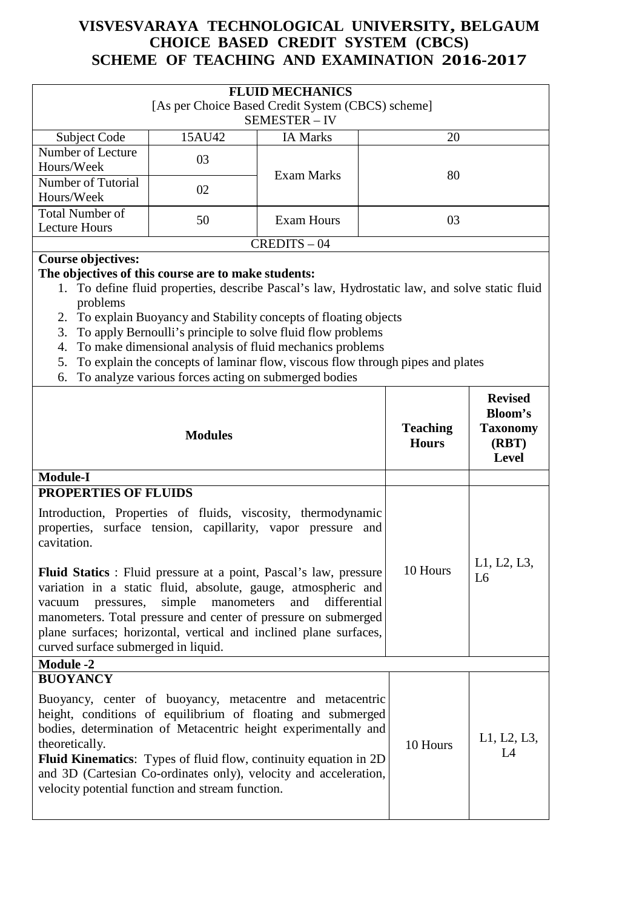**VISVESVARAYA TECHNOLOGICAL UNIVERSITY, BELGAUM**
**CHOICE BASED CREDIT SYSTEM (CBCS)**
**SCHEME OF TEACHING AND EXAMINATION 2016-2017**

**FLUID MECHANICS**
[As per Choice Based Credit System (CBCS) scheme]
SEMESTER – IV

| Subject Code | 15AU42 | IA Marks | 20 |
|---|---|---|---|
| Number of Lecture Hours/Week | 03 | Exam Marks | 80 |
| Number of Tutorial Hours/Week | 02 | | |
| Total Number of Lecture Hours | 50 | Exam Hours | 03 |

CREDITS – 04

**Course objectives:**

**The objectives of this course are to make students:**

1. To define fluid properties, describe Pascal's law, Hydrostatic law, and solve static fluid problems
2. To explain Buoyancy and Stability concepts of floating objects
3. To apply Bernoulli's principle to solve fluid flow problems
4. To make dimensional analysis of fluid mechanics problems
5. To explain the concepts of laminar flow, viscous flow through pipes and plates
6. To analyze various forces acting on submerged bodies

| **Modules** | **Teaching Hours** | **Revised Bloom's Taxonomy (RBT) Level** |
|---|---|---|
| **Module-I** | | |
| **PROPERTIES OF FLUIDS**<br><br>Introduction, Properties of fluids, viscosity, thermodynamic properties, surface tension, capillarity, vapor pressure and cavitation.<br><br>**Fluid Statics** : Fluid pressure at a point, Pascal's law, pressure variation in a static fluid, absolute, gauge, atmospheric and vacuum pressures, simple manometers and differential manometers. Total pressure and center of pressure on submerged plane surfaces; horizontal, vertical and inclined plane surfaces, curved surface submerged in liquid. | 10 Hours | L1, L2, L3, L6 |
| **Module -2** | | |
| **BUOYANCY**<br><br>Buoyancy, center of buoyancy, metacentre and metacentric height, conditions of equilibrium of floating and submerged bodies, determination of Metacentric height experimentally and theoretically.<br>**Fluid Kinematics**: Types of fluid flow, continuity equation in 2D and 3D (Cartesian Co-ordinates only), velocity and acceleration, velocity potential function and stream function. | 10 Hours | L1, L2, L3, L4 |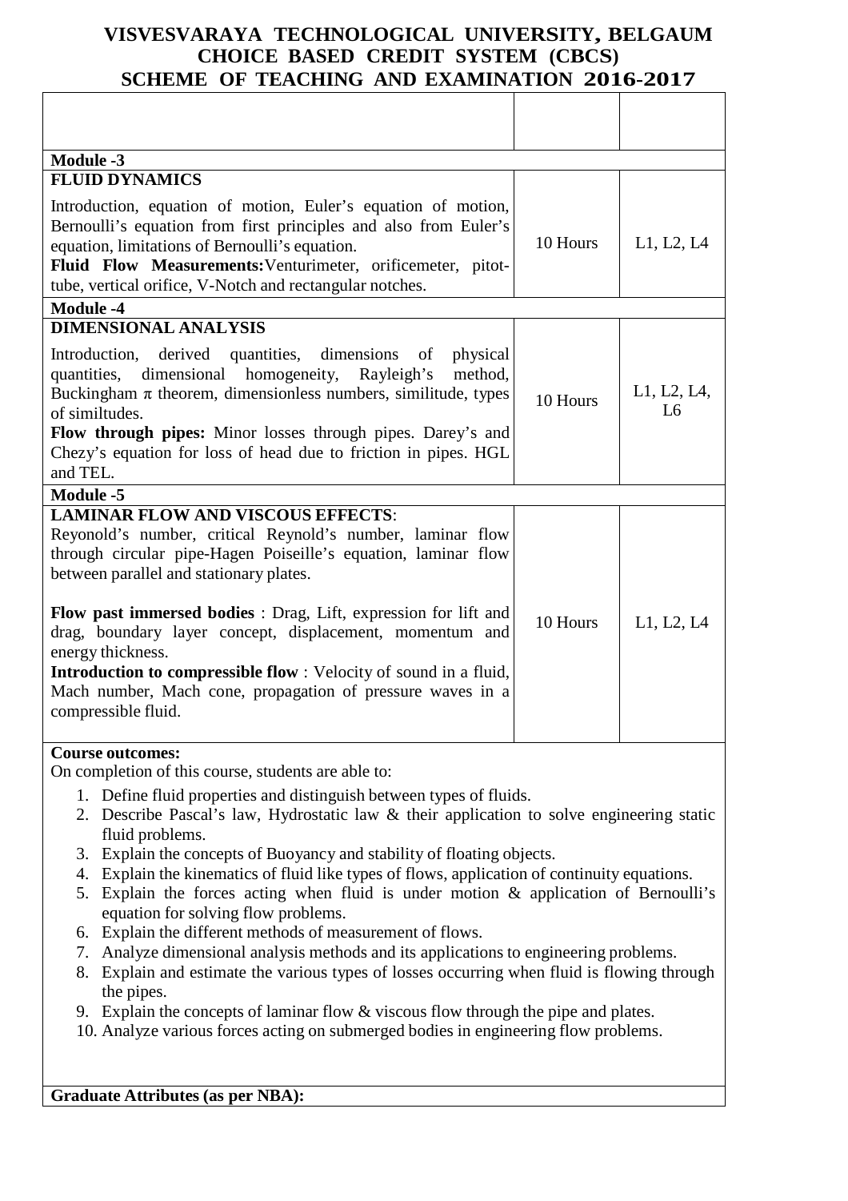| | | |
|---|---|---|
| **Module -3** | | |
| **FLUID DYNAMICS**<br>Introduction, equation of motion, Euler's equation of motion, Bernoulli's equation from first principles and also from Euler's equation, limitations of Bernoulli's equation.<br>**Fluid Flow Measurements:**Venturimeter, orificemeter, pitot-tube, vertical orifice, V-Notch and rectangular notches. | 10 Hours | L1, L2, L4 |
| **Module -4** | | |
| **DIMENSIONAL ANALYSIS**<br>Introduction, derived quantities, dimensions of physical quantities, dimensional homogeneity, Rayleigh's method, Buckingham $\pi$ theorem, dimensionless numbers, similitude, types of simiitudes.<br>**Flow through pipes:** Minor losses through pipes. Darey's and Chezy's equation for loss of head due to friction in pipes. HGL and TEL. | 10 Hours | L1, L2, L4, L6 |
| **Module -5** | | |
| **LAMINAR FLOW AND VISCOUS EFFECTS**:<br>Reyonold's number, critical Reynold's number, laminar flow through circular pipe-Hagen Poiseille's equation, laminar flow between parallel and stationary plates.<br><br>**Flow past immersed bodies** : Drag, Lift, expression for lift and drag, boundary layer concept, displacement, momentum and energy thickness.<br>**Introduction to compressible flow** : Velocity of sound in a fluid, Mach number, Mach cone, propagation of pressure waves in a compressible fluid. | 10 Hours | L1, L2, L4 |

**Course outcomes:**

On completion of this course, students are able to:

1. Define fluid properties and distinguish between types of fluids.
2. Describe Pascal's law, Hydrostatic law & their application to solve engineering static fluid problems.
3. Explain the concepts of Buoyancy and stability of floating objects.
4. Explain the kinematics of fluid like types of flows, application of continuity equations.
5. Explain the forces acting when fluid is under motion & application of Bernoulli's equation for solving flow problems.
6. Explain the different methods of measurement of flows.
7. Analyze dimensional analysis methods and its applications to engineering problems.
8. Explain and estimate the various types of losses occurring when fluid is flowing through the pipes.
9. Explain the concepts of laminar flow & viscous flow through the pipe and plates.
10. Analyze various forces acting on submerged bodies in engineering flow problems.

**Graduate Attributes (as per NBA):**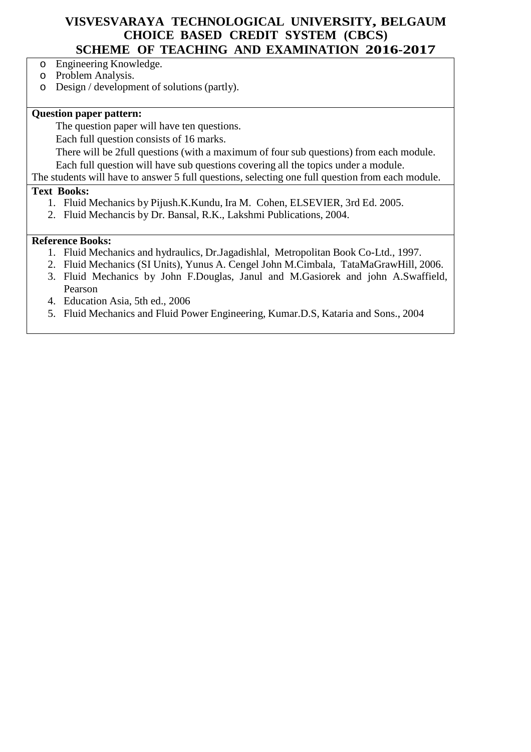- Engineering Knowledge.
- Problem Analysis.
- Design / development of solutions (partly).

**Question paper pattern:**

The question paper will have ten questions.

Each full question consists of 16 marks.

There will be 2full questions (with a maximum of four sub questions) from each module.

Each full question will have sub questions covering all the topics under a module.

The students will have to answer 5 full questions, selecting one full question from each module.

**Text Books:**

1. Fluid Mechanics by Pijush.K.Kundu, Ira M. Cohen, ELSEVIER, 3rd Ed. 2005.
2. Fluid Mechancis by Dr. Bansal, R.K., Lakshmi Publications, 2004.

**Reference Books:**

1. Fluid Mechanics and hydraulics, Dr.Jagadishlal, Metropolitan Book Co-Ltd., 1997.
2. Fluid Mechanics (SI Units), Yunus A. Cengel John M.Cimbala, TataMaGrawHill, 2006.
3. Fluid Mechanics by John F.Douglas, Janul and M.Gasiorek and john A.Swaffield, Pearson
4. Education Asia, 5th ed., 2006
5. Fluid Mechanics and Fluid Power Engineering, Kumar.D.S, Kataria and Sons., 2004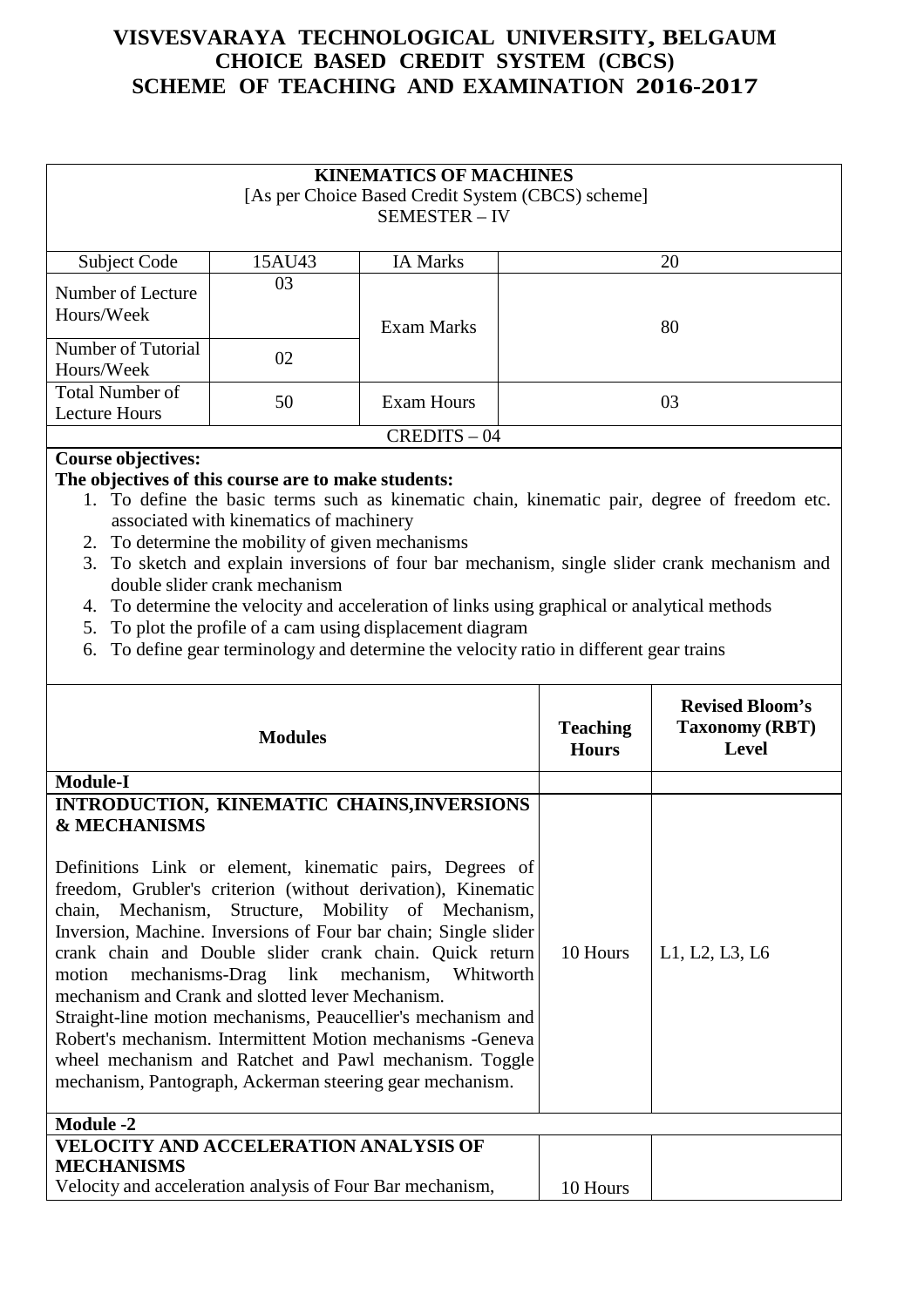# VISVESVARAYA TECHNOLOGICAL UNIVERSITY, BELGAUM
## CHOICE BASED CREDIT SYSTEM (CBCS)
## SCHEME OF TEACHING AND EXAMINATION 2016-2017

**KINEMATICS OF MACHINES**
[As per Choice Based Credit System (CBCS) scheme]
SEMESTER – IV

| Subject Code | 15AU43 | IA Marks | 20 |
|---|---|---|---|
| Number of Lecture Hours/Week | 03 | Exam Marks | 80 |
| Number of Tutorial Hours/Week | 02 | | |
| Total Number of Lecture Hours | 50 | Exam Hours | 03 |
| CREDITS – 04 | | | |

**Course objectives:**

**The objectives of this course are to make students:**

1. To define the basic terms such as kinematic chain, kinematic pair, degree of freedom etc. associated with kinematics of machinery
2. To determine the mobility of given mechanisms
3. To sketch and explain inversions of four bar mechanism, single slider crank mechanism and double slider crank mechanism
4. To determine the velocity and acceleration of links using graphical or analytical methods
5. To plot the profile of a cam using displacement diagram
6. To define gear terminology and determine the velocity ratio in different gear trains

| Modules | Teaching Hours | Revised Bloom's Taxonomy (RBT) Level |
|---|---|---|
| **Module-I** | | |
| **INTRODUCTION, KINEMATIC CHAINS,INVERSIONS & MECHANISMS**<br><br>Definitions Link or element, kinematic pairs, Degrees of freedom, Grubler's criterion (without derivation), Kinematic chain, Mechanism, Structure, Mobility of Mechanism, Inversion, Machine. Inversions of Four bar chain; Single slider crank chain and Double slider crank chain. Quick return motion mechanisms-Drag link mechanism, Whitworth mechanism and Crank and slotted lever Mechanism.<br>Straight-line motion mechanisms, Peaucellier's mechanism and Robert's mechanism. Intermittent Motion mechanisms -Geneva wheel mechanism and Ratchet and Pawl mechanism. Toggle mechanism, Pantograph, Ackerman steering gear mechanism. | 10 Hours | L1, L2, L3, L6 |
| **Module -2** | | |
| **VELOCITY AND ACCELERATION ANALYSIS OF MECHANISMS**<br>Velocity and acceleration analysis of Four Bar mechanism, | 10 Hours | |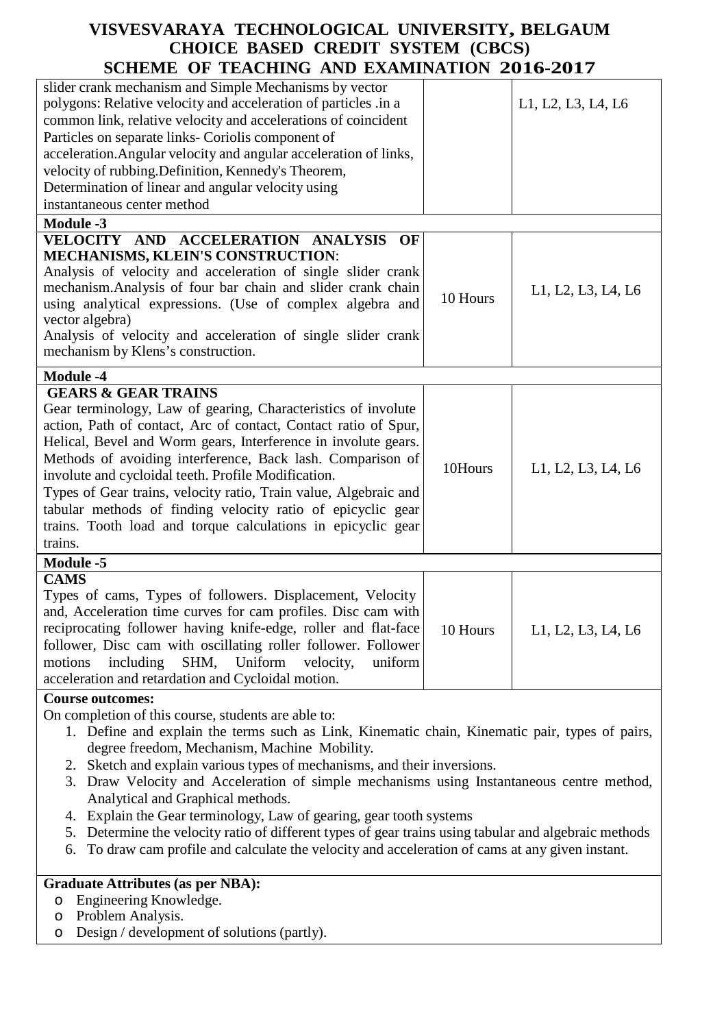| | | |
|---|---|---|
| slider crank mechanism and Simple Mechanisms by vector polygons: Relative velocity and acceleration of particles .in a common link, relative velocity and accelerations of coincident Particles on separate links- Coriolis component of acceleration.Angular velocity and angular acceleration of links, velocity of rubbing.Definition, Kennedy's Theorem, Determination of linear and angular velocity using instantaneous center method | | L1, L2, L3, L4, L6 |
| **Module -3** | | |
| **VELOCITY AND ACCELERATION ANALYSIS OF MECHANISMS, KLEIN'S CONSTRUCTION**: Analysis of velocity and acceleration of single slider crank mechanism.Analysis of four bar chain and slider crank chain using analytical expressions. (Use of complex algebra and vector algebra) Analysis of velocity and acceleration of single slider crank mechanism by Klens's construction. | 10 Hours | L1, L2, L3, L4, L6 |
| **Module -4** | | |
| **GEARS & GEAR TRAINS** Gear terminology, Law of gearing, Characteristics of involute action, Path of contact, Arc of contact, Contact ratio of Spur, Helical, Bevel and Worm gears, Interference in involute gears. Methods of avoiding interference, Back lash. Comparison of involute and cycloidal teeth. Profile Modification. Types of Gear trains, velocity ratio, Train value, Algebraic and tabular methods of finding velocity ratio of epicyclic gear trains. Tooth load and torque calculations in epicyclic gear trains. | 10Hours | L1, L2, L3, L4, L6 |
| **Module -5** | | |
| **CAMS** Types of cams, Types of followers. Displacement, Velocity and, Acceleration time curves for cam profiles. Disc cam with reciprocating follower having knife-edge, roller and flat-face follower, Disc cam with oscillating roller follower. Follower motions including SHM, Uniform velocity, uniform acceleration and retardation and Cycloidal motion. | 10 Hours | L1, L2, L3, L4, L6 |

**Course outcomes:**

On completion of this course, students are able to:

1. Define and explain the terms such as Link, Kinematic chain, Kinematic pair, types of pairs, degree freedom, Mechanism, Machine Mobility.
2. Sketch and explain various types of mechanisms, and their inversions.
3. Draw Velocity and Acceleration of simple mechanisms using Instantaneous centre method, Analytical and Graphical methods.
4. Explain the Gear terminology, Law of gearing, gear tooth systems
5. Determine the velocity ratio of different types of gear trains using tabular and algebraic methods
6. To draw cam profile and calculate the velocity and acceleration of cams at any given instant.

**Graduate Attributes (as per NBA):**

- Engineering Knowledge.
- Problem Analysis.
- Design / development of solutions (partly).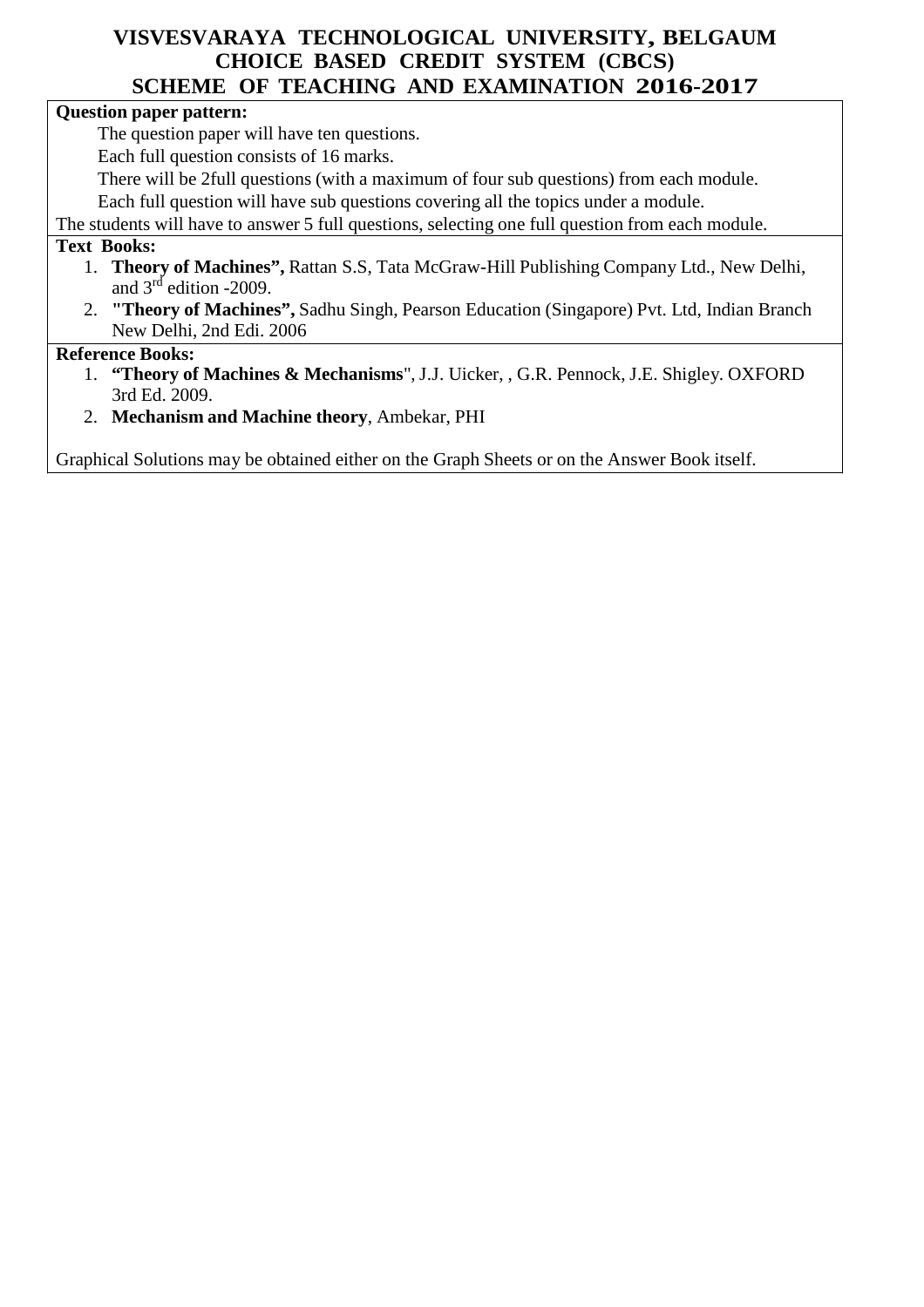**Question paper pattern:**

The question paper will have ten questions.

Each full question consists of 16 marks.

There will be 2full questions (with a maximum of four sub questions) from each module.

Each full question will have sub questions covering all the topics under a module.

The students will have to answer 5 full questions, selecting one full question from each module.

**Text Books:**

1. **Theory of Machines",** Rattan S.S, Tata McGraw-Hill Publishing Company Ltd., New Delhi, and 3rd edition -2009.
2. **"Theory of Machines",** Sadhu Singh, Pearson Education (Singapore) Pvt. Ltd, Indian Branch New Delhi, 2nd Edi. 2006

**Reference Books:**

1. **"Theory of Machines & Mechanisms**", J.J. Uicker, , G.R. Pennock, J.E. Shigley. OXFORD 3rd Ed. 2009.
2. **Mechanism and Machine theory**, Ambekar, PHI

Graphical Solutions may be obtained either on the Graph Sheets or on the Answer Book itself.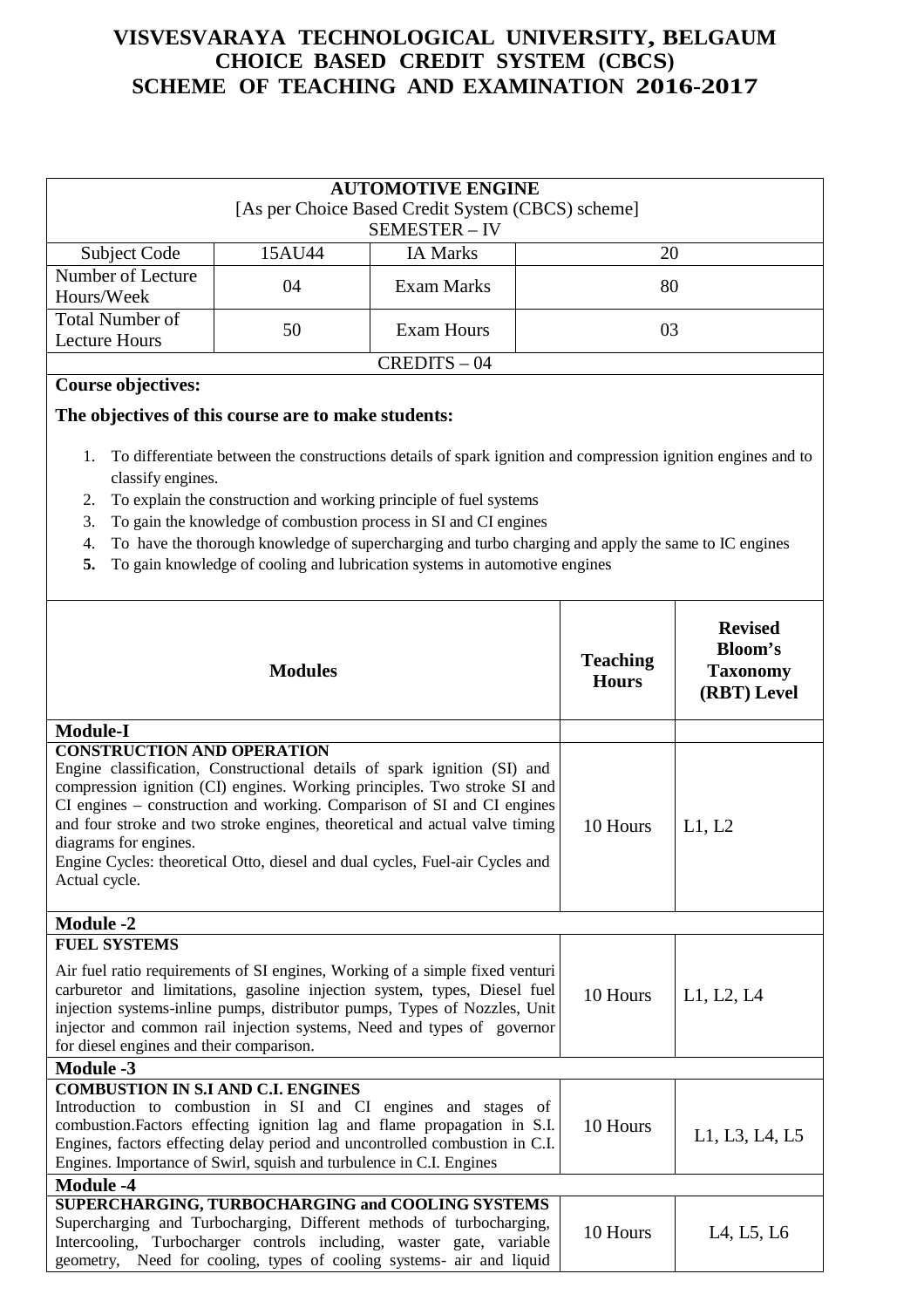# VISVESVARAYA TECHNOLOGICAL UNIVERSITY, BELGAUM
## CHOICE BASED CREDIT SYSTEM (CBCS)
## SCHEME OF TEACHING AND EXAMINATION 2016-2017

| **AUTOMOTIVE ENGINE** [As per Choice Based Credit System (CBCS) scheme] SEMESTER – IV | | | |
|---|---|---|---|
| Subject Code | 15AU44 | IA Marks | 20 |
| Number of Lecture Hours/Week | 04 | Exam Marks | 80 |
| Total Number of Lecture Hours | 50 | Exam Hours | 03 |
| CREDITS – 04 | | | |

**Course objectives:**

**The objectives of this course are to make students:**

1. To differentiate between the constructions details of spark ignition and compression ignition engines and to classify engines.
2. To explain the construction and working principle of fuel systems
3. To gain the knowledge of combustion process in SI and CI engines
4. To have the thorough knowledge of supercharging and turbo charging and apply the same to IC engines
5. To gain knowledge of cooling and lubrication systems in automotive engines

| **Modules** | **Teaching Hours** | **Revised Bloom's Taxonomy (RBT) Level** |
|---|---|---|
| **Module-I** | | |
| **CONSTRUCTION AND OPERATION** Engine classification, Constructional details of spark ignition (SI) and compression ignition (CI) engines. Working principles. Two stroke SI and CI engines – construction and working. Comparison of SI and CI engines and four stroke and two stroke engines, theoretical and actual valve timing diagrams for engines. Engine Cycles: theoretical Otto, diesel and dual cycles, Fuel-air Cycles and Actual cycle. | 10 Hours | L1, L2 |
| **Module -2** | | |
| **FUEL SYSTEMS** Air fuel ratio requirements of SI engines, Working of a simple fixed venturi carburetor and limitations, gasoline injection system, types, Diesel fuel injection systems-inline pumps, distributor pumps, Types of Nozzles, Unit injector and common rail injection systems, Need and types of governor for diesel engines and their comparison. | 10 Hours | L1, L2, L4 |
| **Module -3** | | |
| **COMBUSTION IN S.I AND C.I. ENGINES** Introduction to combustion in SI and CI engines and stages of combustion.Factors effecting ignition lag and flame propagation in S.I. Engines, factors effecting delay period and uncontrolled combustion in C.I. Engines. Importance of Swirl, squish and turbulence in C.I. Engines | 10 Hours | L1, L3, L4, L5 |
| **Module -4** | | |
| **SUPERCHARGING, TURBOCHARGING and COOLING SYSTEMS** Supercharging and Turbocharging, Different methods of turbocharging, Intercooling, Turbocharger controls including, waster gate, variable geometry, Need for cooling, types of cooling systems- air and liquid | 10 Hours | L4, L5, L6 |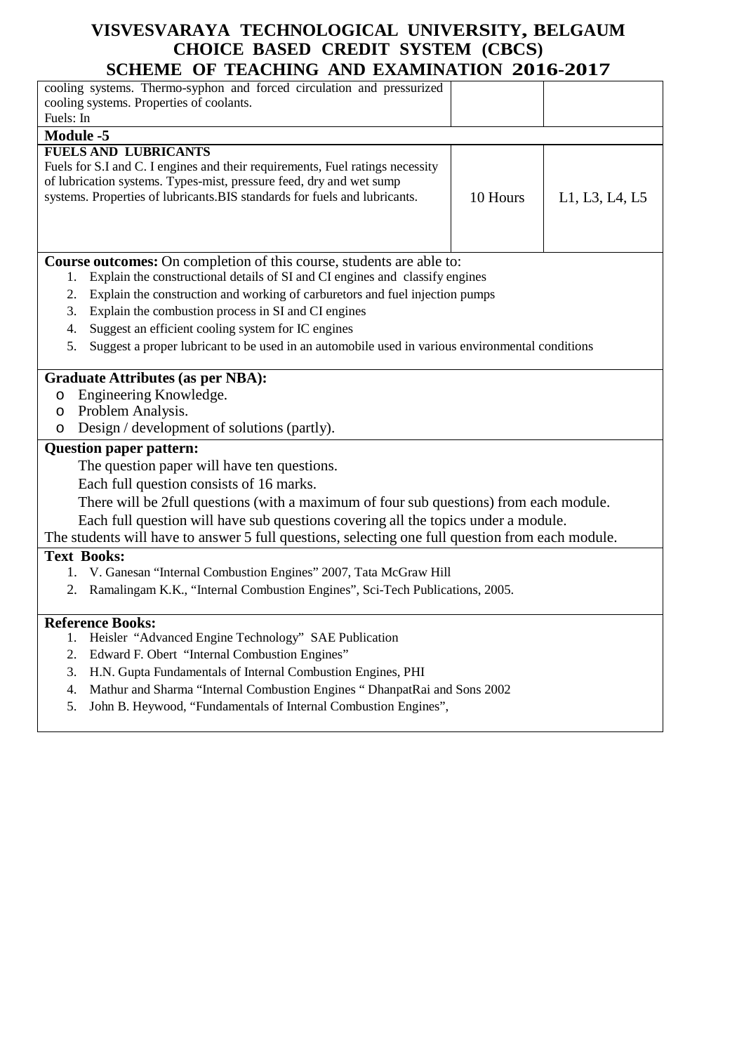| | | |
|---|---|---|
| cooling systems. Thermo-syphon and forced circulation and pressurized cooling systems. Properties of coolants.<br>Fuels: In | | |
| **Module -5** | | |
| **FUELS AND LUBRICANTS**<br>Fuels for S.I and C. I engines and their requirements, Fuel ratings necessity of lubrication systems. Types-mist, pressure feed, dry and wet sump systems. Properties of lubricants.BIS standards for fuels and lubricants. | 10 Hours | L1, L3, L4, L5 |

**Course outcomes:** On completion of this course, students are able to:

1. Explain the constructional details of SI and CI engines and classify engines
2. Explain the construction and working of carburetors and fuel injection pumps
3. Explain the combustion process in SI and CI engines
4. Suggest an efficient cooling system for IC engines
5. Suggest a proper lubricant to be used in an automobile used in various environmental conditions

**Graduate Attributes (as per NBA):**

- Engineering Knowledge.
- Problem Analysis.
- Design / development of solutions (partly).

**Question paper pattern:**

The question paper will have ten questions.

Each full question consists of 16 marks.

There will be 2full questions (with a maximum of four sub questions) from each module.

Each full question will have sub questions covering all the topics under a module.

The students will have to answer 5 full questions, selecting one full question from each module.

**Text Books:**

1. V. Ganesan "Internal Combustion Engines" 2007, Tata McGraw Hill
2. Ramalingam K.K., "Internal Combustion Engines", Sci-Tech Publications, 2005.

**Reference Books:**

1. Heisler "Advanced Engine Technology" SAE Publication
2. Edward F. Obert "Internal Combustion Engines"
3. H.N. Gupta Fundamentals of Internal Combustion Engines, PHI
4. Mathur and Sharma "Internal Combustion Engines " DhanpatRai and Sons 2002
5. John B. Heywood, "Fundamentals of Internal Combustion Engines",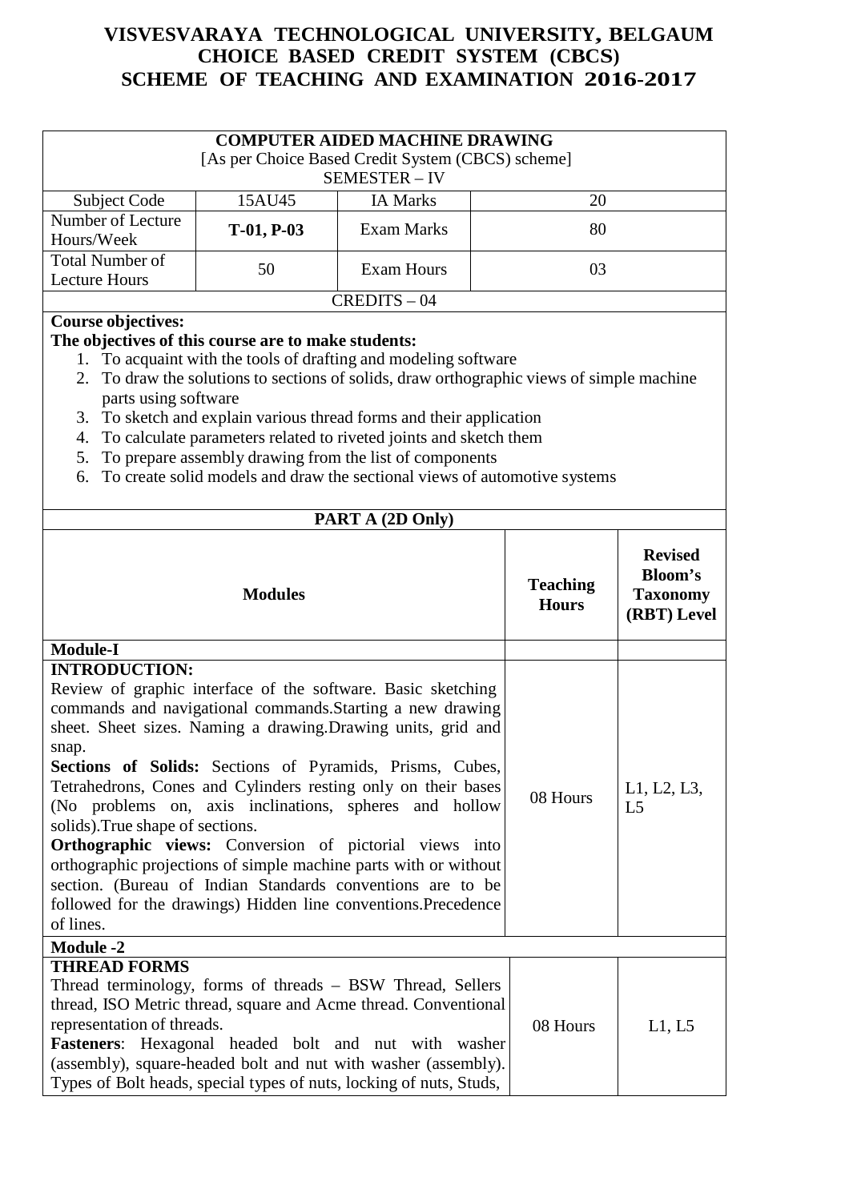# VISVESVARAYA TECHNOLOGICAL UNIVERSITY, BELGAUM
## CHOICE BASED CREDIT SYSTEM (CBCS)
## SCHEME OF TEACHING AND EXAMINATION 2016-2017

| **COMPUTER AIDED MACHINE DRAWING**<br>[As per Choice Based Credit System (CBCS) scheme]<br>SEMESTER – IV | | | |
|---|---|---|---|
| Subject Code | 15AU45 | IA Marks | 20 |
| Number of Lecture Hours/Week | **T-01, P-03** | Exam Marks | 80 |
| Total Number of Lecture Hours | 50 | Exam Hours | 03 |
| CREDITS – 04 | | | |

**Course objectives:**

**The objectives of this course are to make students:**

1. To acquaint with the tools of drafting and modeling software
2. To draw the solutions to sections of solids, draw orthographic views of simple machine parts using software
3. To sketch and explain various thread forms and their application
4. To calculate parameters related to riveted joints and sketch them
5. To prepare assembly drawing from the list of components
6. To create solid models and draw the sectional views of automotive systems

**PART A (2D Only)**

| **Modules** | **Teaching Hours** | **Revised Bloom's Taxonomy (RBT) Level** |
|---|---|---|
| **Module-I** | | |
| **INTRODUCTION:**<br>Review of graphic interface of the software. Basic sketching commands and navigational commands.Starting a new drawing sheet. Sheet sizes. Naming a drawing.Drawing units, grid and snap.<br>**Sections of Solids:** Sections of Pyramids, Prisms, Cubes, Tetrahedrons, Cones and Cylinders resting only on their bases (No problems on, axis inclinations, spheres and hollow solids).True shape of sections.<br>**Orthographic views:** Conversion of pictorial views into orthographic projections of simple machine parts with or without section. (Bureau of Indian Standards conventions are to be followed for the drawings) Hidden line conventions.Precedence of lines. | 08 Hours | L1, L2, L3, L5 |
| **Module -2** | | |
| **THREAD FORMS**<br>Thread terminology, forms of threads – BSW Thread, Sellers thread, ISO Metric thread, square and Acme thread. Conventional representation of threads.<br>**Fasteners**: Hexagonal headed bolt and nut with washer (assembly), square-headed bolt and nut with washer (assembly). Types of Bolt heads, special types of nuts, locking of nuts, Studs, | 08 Hours | L1, L5 |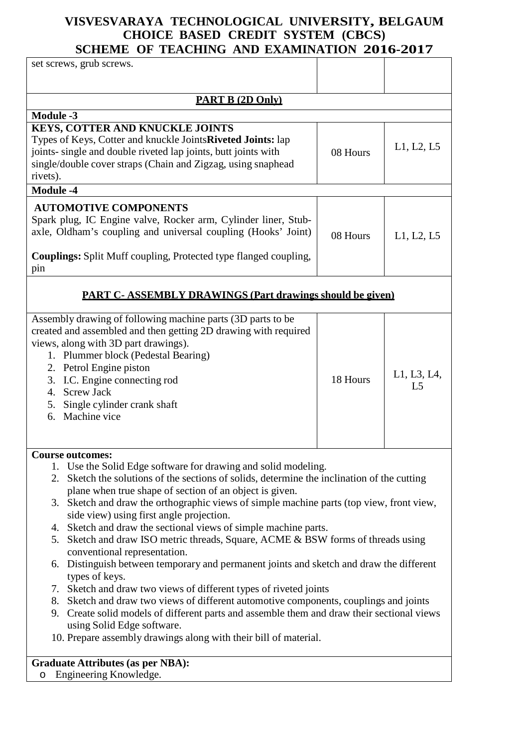| | | |
|---|---|---|
| set screws, grub screws. | | |
| **PART B (2D Only)** | | |
| **Module -3** | | |
| **KEYS, COTTER AND KNUCKLE JOINTS**<br>Types of Keys, Cotter and knuckle Joints**Riveted Joints:** lap joints- single and double riveted lap joints, butt joints with single/double cover straps (Chain and Zigzag, using snaphead rivets). | 08 Hours | L1, L2, L5 |
| **Module -4** | | |
| **AUTOMOTIVE COMPONENTS**<br>Spark plug, IC Engine valve, Rocker arm, Cylinder liner, Stub-axle, Oldham's coupling and universal coupling (Hooks' Joint)<br><br>**Couplings:** Split Muff coupling, Protected type flanged coupling, pin | 08 Hours | L1, L2, L5 |
| **PART C- ASSEMBLY DRAWINGS (Part drawings should be given)** | | |
| Assembly drawing of following machine parts (3D parts to be created and assembled and then getting 2D drawing with required views, along with 3D part drawings).<br>1. Plummer block (Pedestal Bearing)<br>2. Petrol Engine piston<br>3. I.C. Engine connecting rod<br>4. Screw Jack<br>5. Single cylinder crank shaft<br>6. Machine vice | 18 Hours | L1, L3, L4, L5 |

**Course outcomes:**

1. Use the Solid Edge software for drawing and solid modeling.
2. Sketch the solutions of the sections of solids, determine the inclination of the cutting plane when true shape of section of an object is given.
3. Sketch and draw the orthographic views of simple machine parts (top view, front view, side view) using first angle projection.
4. Sketch and draw the sectional views of simple machine parts.
5. Sketch and draw ISO metric threads, Square, ACME & BSW forms of threads using conventional representation.
6. Distinguish between temporary and permanent joints and sketch and draw the different types of keys.
7. Sketch and draw two views of different types of riveted joints
8. Sketch and draw two views of different automotive components, couplings and joints
9. Create solid models of different parts and assemble them and draw their sectional views using Solid Edge software.
10. Prepare assembly drawings along with their bill of material.

**Graduate Attributes (as per NBA):**

- Engineering Knowledge.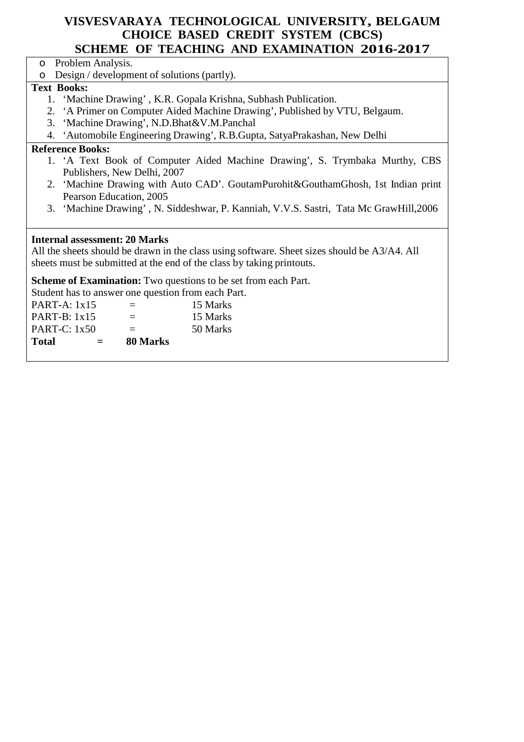- Problem Analysis.
- Design / development of solutions (partly).

**Text Books:**

1. 'Machine Drawing' , K.R. Gopala Krishna, Subhash Publication.
2. 'A Primer on Computer Aided Machine Drawing', Published by VTU, Belgaum.
3. 'Machine Drawing', N.D.Bhat&V.M.Panchal
4. 'Automobile Engineering Drawing', R.B.Gupta, SatyaPrakashan, New Delhi

**Reference Books:**

1. 'A Text Book of Computer Aided Machine Drawing', S. Trymbaka Murthy, CBS Publishers, New Delhi, 2007
2. 'Machine Drawing with Auto CAD'. GoutamPurohit&GouthamGhosh, 1st Indian print Pearson Education, 2005
3. 'Machine Drawing' , N. Siddeshwar, P. Kanniah, V.V.S. Sastri, Tata Mc GrawHill,2006

**Internal assessment: 20 Marks**

All the sheets should be drawn in the class using software. Sheet sizes should be A3/A4. All sheets must be submitted at the end of the class by taking printouts.

**Scheme of Examination:** Two questions to be set from each Part.

Student has to answer one question from each Part.

PART-A: 1x15 = 15 Marks

PART-B: 1x15 = 15 Marks

PART-C: 1x50 = 50 Marks

**Total = 80 Marks**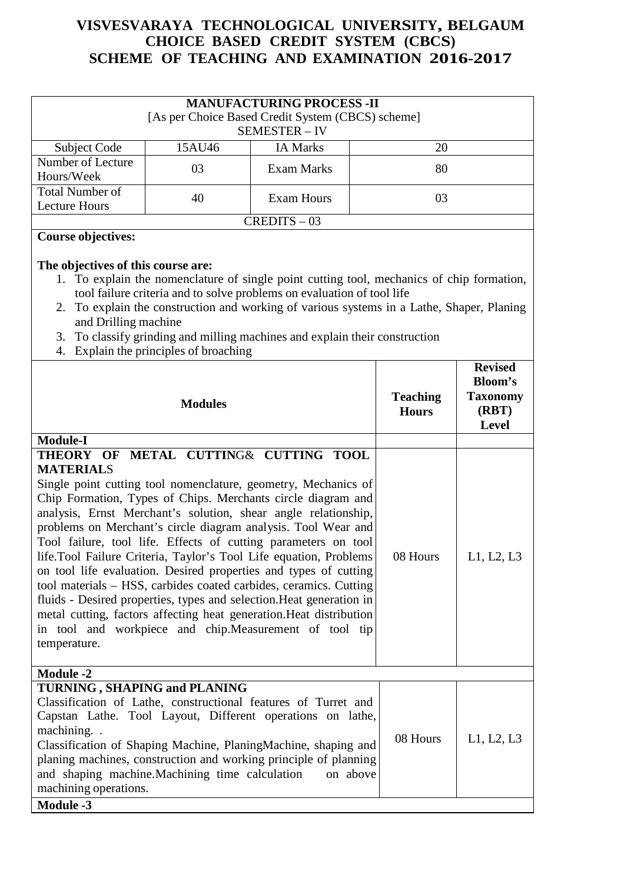# VISVESVARAYA TECHNOLOGICAL UNIVERSITY, BELGAUM
## CHOICE BASED CREDIT SYSTEM (CBCS)
## SCHEME OF TEACHING AND EXAMINATION 2016-2017

| **MANUFACTURING PROCESS -II**<br>[As per Choice Based Credit System (CBCS) scheme]<br>SEMESTER – IV | | | |
|---|---|---|---|
| Subject Code | 15AU46 | IA Marks | 20 |
| Number of Lecture Hours/Week | 03 | Exam Marks | 80 |
| Total Number of Lecture Hours | 40 | Exam Hours | 03 |
| CREDITS – 03 | | | |

**Course objectives:**

**The objectives of this course are:**

1. To explain the nomenclature of single point cutting tool, mechanics of chip formation, tool failure criteria and to solve problems on evaluation of tool life
2. To explain the construction and working of various systems in a Lathe, Shaper, Planing and Drilling machine
3. To classify grinding and milling machines and explain their construction
4. Explain the principles of broaching

| **Modules** | **Teaching Hours** | **Revised Bloom's Taxonomy (RBT) Level** |
|---|---|---|
| **Module-I** | | |
| **THEORY OF METAL CUTTING& CUTTING TOOL MATERIALS**<br>Single point cutting tool nomenclature, geometry, Mechanics of Chip Formation, Types of Chips. Merchants circle diagram and analysis, Ernst Merchant's solution, shear angle relationship, problems on Merchant's circle diagram analysis. Tool Wear and Tool failure, tool life. Effects of cutting parameters on tool life.Tool Failure Criteria, Taylor's Tool Life equation, Problems on tool life evaluation. Desired properties and types of cutting tool materials – HSS, carbides coated carbides, ceramics. Cutting fluids - Desired properties, types and selection.Heat generation in metal cutting, factors affecting heat generation.Heat distribution in tool and workpiece and chip.Measurement of tool tip temperature. | 08 Hours | L1, L2, L3 |
| **Module -2** | | |
| **TURNING , SHAPING and PLANING**<br>Classification of Lathe, constructional features of Turret and Capstan Lathe. Tool Layout, Different operations on lathe, machining. .<br>Classification of Shaping Machine, PlaningMachine, shaping and planing machines, construction and working principle of planning and shaping machine.Machining time calculation on above machining operations. | 08 Hours | L1, L2, L3 |
| **Module -3** | | |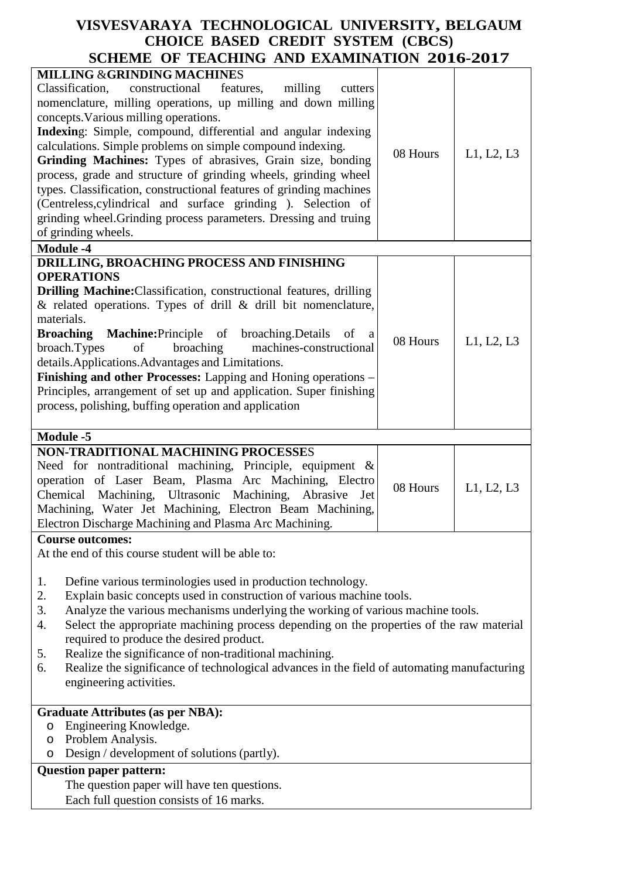| | | |
|---|---|---|
| **MILLING & GRINDING MACHINES**<br>Classification, constructional features, milling cutters nomenclature, milling operations, up milling and down milling concepts. Various milling operations.<br>**Indexing**: Simple, compound, differential and angular indexing calculations. Simple problems on simple compound indexing.<br>**Grinding Machines:** Types of abrasives, Grain size, bonding process, grade and structure of grinding wheels, grinding wheel types. Classification, constructional features of grinding machines (Centreless, cylindrical and surface grinding ). Selection of grinding wheel. Grinding process parameters. Dressing and truing of grinding wheels. | 08 Hours | L1, L2, L3 |
| **Module -4** | | |
| **DRILLING, BROACHING PROCESS AND FINISHING OPERATIONS**<br>**Drilling Machine:** Classification, constructional features, drilling & related operations. Types of drill & drill bit nomenclature, materials.<br>**Broaching Machine:** Principle of broaching. Details of a broach. Types of broaching machines-constructional details. Applications. Advantages and Limitations.<br>**Finishing and other Processes:** Lapping and Honing operations – Principles, arrangement of set up and application. Super finishing process, polishing, buffing operation and application | 08 Hours | L1, L2, L3 |
| **Module -5** | | |
| **NON-TRADITIONAL MACHINING PROCESSES**<br>Need for nontraditional machining, Principle, equipment & operation of Laser Beam, Plasma Arc Machining, Electro Chemical Machining, Ultrasonic Machining, Abrasive Jet Machining, Water Jet Machining, Electron Beam Machining, Electron Discharge Machining and Plasma Arc Machining. | 08 Hours | L1, L2, L3 |

**Course outcomes:**

At the end of this course student will be able to:

1. Define various terminologies used in production technology.
2. Explain basic concepts used in construction of various machine tools.
3. Analyze the various mechanisms underlying the working of various machine tools.
4. Select the appropriate machining process depending on the properties of the raw material required to produce the desired product.
5. Realize the significance of non-traditional machining.
6. Realize the significance of technological advances in the field of automating manufacturing engineering activities.

**Graduate Attributes (as per NBA):**

- Engineering Knowledge.
- Problem Analysis.
- Design / development of solutions (partly).

**Question paper pattern:**

The question paper will have ten questions.

Each full question consists of 16 marks.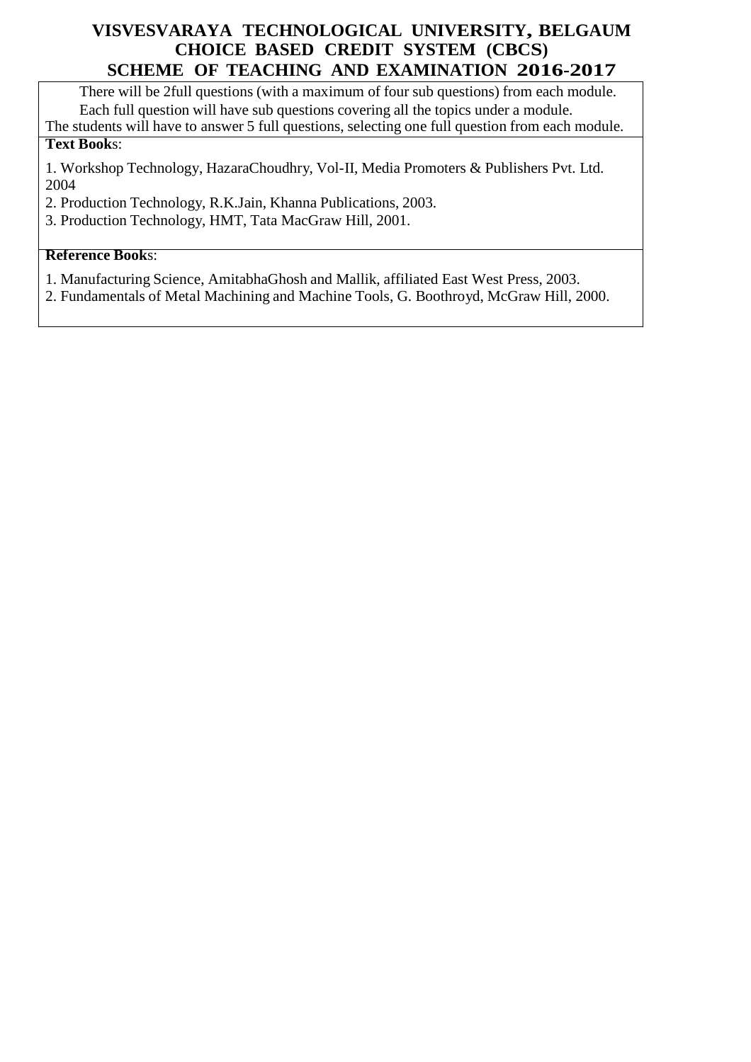There will be 2full questions (with a maximum of four sub questions) from each module.
Each full question will have sub questions covering all the topics under a module.
The students will have to answer 5 full questions, selecting one full question from each module.

**Text Book**s:

1. Workshop Technology, HazaraChoudhry, Vol-II, Media Promoters & Publishers Pvt. Ltd. 2004
2. Production Technology, R.K.Jain, Khanna Publications, 2003.
3. Production Technology, HMT, Tata MacGraw Hill, 2001.

**Reference Book**s:

1. Manufacturing Science, AmitabhaGhosh and Mallik, affiliated East West Press, 2003.
2. Fundamentals of Metal Machining and Machine Tools, G. Boothroyd, McGraw Hill, 2000.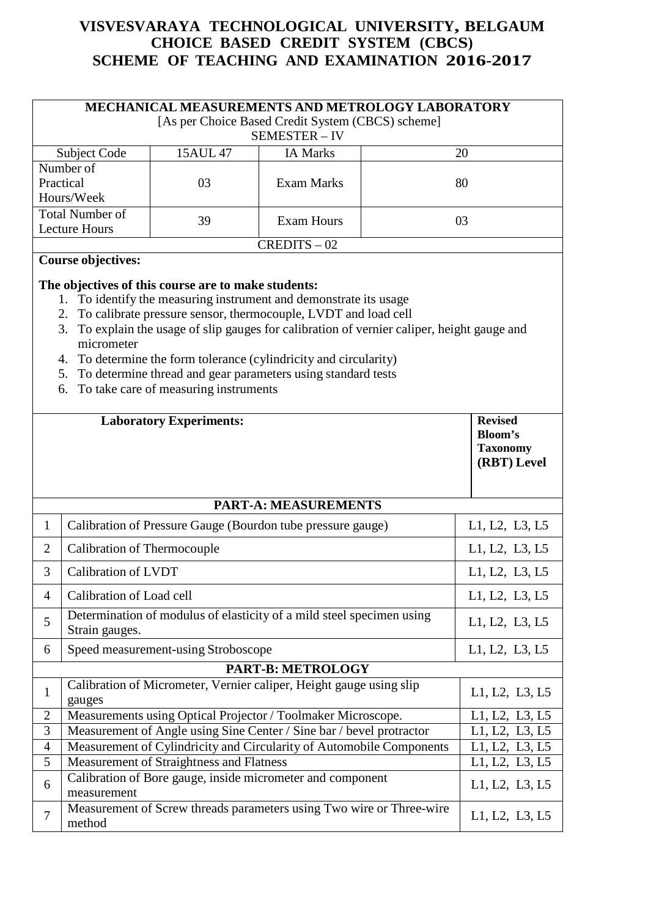# VISVESVARAYA TECHNOLOGICAL UNIVERSITY, BELGAUM
## CHOICE BASED CREDIT SYSTEM (CBCS)
## SCHEME OF TEACHING AND EXAMINATION 2016-2017

### MECHANICAL MEASUREMENTS AND METROLOGY LABORATORY

[As per Choice Based Credit System (CBCS) scheme]

SEMESTER – IV

| Subject Code | 15AUL 47 | IA Marks | 20 |
|---|---|---|---|
| Number of Practical Hours/Week | 03 | Exam Marks | 80 |
| Total Number of Lecture Hours | 39 | Exam Hours | 03 |

CREDITS – 02

**Course objectives:**

**The objectives of this course are to make students:**

1. To identify the measuring instrument and demonstrate its usage
2. To calibrate pressure sensor, thermocouple, LVDT and load cell
3. To explain the usage of slip gauges for calibration of vernier caliper, height gauge and micrometer
4. To determine the form tolerance (cylindricity and circularity)
5. To determine thread and gear parameters using standard tests
6. To take care of measuring instruments

| | **Laboratory Experiments:** | **Revised Bloom's Taxonomy (RBT) Level** |
|---|---|---|
| | **PART-A: MEASUREMENTS** | |
| 1 | Calibration of Pressure Gauge (Bourdon tube pressure gauge) | L1, L2, L3, L5 |
| 2 | Calibration of Thermocouple | L1, L2, L3, L5 |
| 3 | Calibration of LVDT | L1, L2, L3, L5 |
| 4 | Calibration of Load cell | L1, L2, L3, L5 |
| 5 | Determination of modulus of elasticity of a mild steel specimen using Strain gauges. | L1, L2, L3, L5 |
| 6 | Speed measurement-using Stroboscope | L1, L2, L3, L5 |
| | **PART-B: METROLOGY** | |
| 1 | Calibration of Micrometer, Vernier caliper, Height gauge using slip gauges | L1, L2, L3, L5 |
| 2 | Measurements using Optical Projector / Toolmaker Microscope. | L1, L2, L3, L5 |
| 3 | Measurement of Angle using Sine Center / Sine bar / bevel protractor | L1, L2, L3, L5 |
| 4 | Measurement of Cylindricity and Circularity of Automobile Components | L1, L2, L3, L5 |
| 5 | Measurement of Straightness and Flatness | L1, L2, L3, L5 |
| 6 | Calibration of Bore gauge, inside micrometer and component measurement | L1, L2, L3, L5 |
| 7 | Measurement of Screw threads parameters using Two wire or Three-wire method | L1, L2, L3, L5 |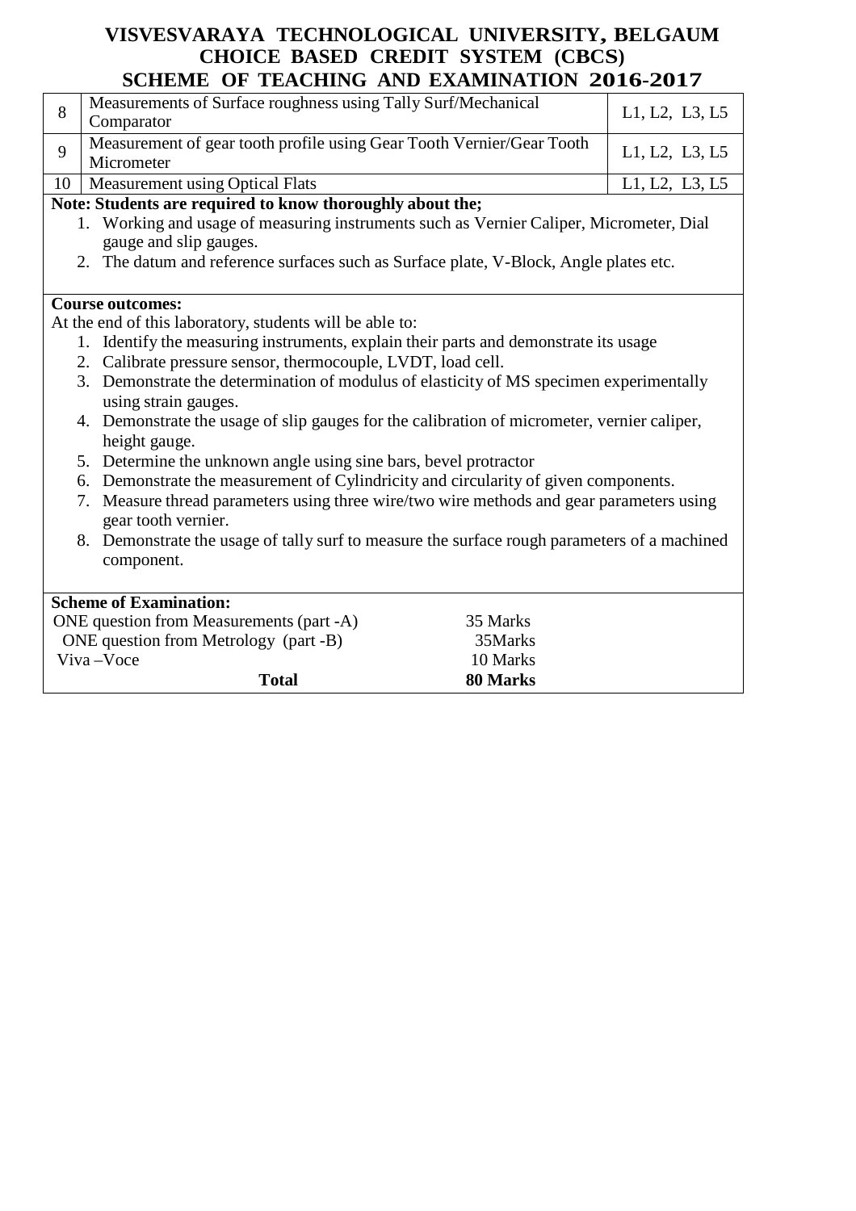| | | |
|---|---|---|
| 8 | Measurements of Surface roughness using Tally Surf/Mechanical Comparator | L1, L2, L3, L5 |
| 9 | Measurement of gear tooth profile using Gear Tooth Vernier/Gear Tooth Micrometer | L1, L2, L3, L5 |
| 10 | Measurement using Optical Flats | L1, L2, L3, L5 |

**Note: Students are required to know thoroughly about the;**

1. Working and usage of measuring instruments such as Vernier Caliper, Micrometer, Dial gauge and slip gauges.
2. The datum and reference surfaces such as Surface plate, V-Block, Angle plates etc.

**Course outcomes:**

At the end of this laboratory, students will be able to:

1. Identify the measuring instruments, explain their parts and demonstrate its usage
2. Calibrate pressure sensor, thermocouple, LVDT, load cell.
3. Demonstrate the determination of modulus of elasticity of MS specimen experimentally using strain gauges.
4. Demonstrate the usage of slip gauges for the calibration of micrometer, vernier caliper, height gauge.
5. Determine the unknown angle using sine bars, bevel protractor
6. Demonstrate the measurement of Cylindricity and circularity of given components.
7. Measure thread parameters using three wire/two wire methods and gear parameters using gear tooth vernier.
8. Demonstrate the usage of tally surf to measure the surface rough parameters of a machined component.

**Scheme of Examination:**

| | |
|---|---|
| ONE question from Measurements (part -A) | 35 Marks |
| ONE question from Metrology (part -B) | 35Marks |
| Viva –Voce | 10 Marks |
| **Total** | **80 Marks** |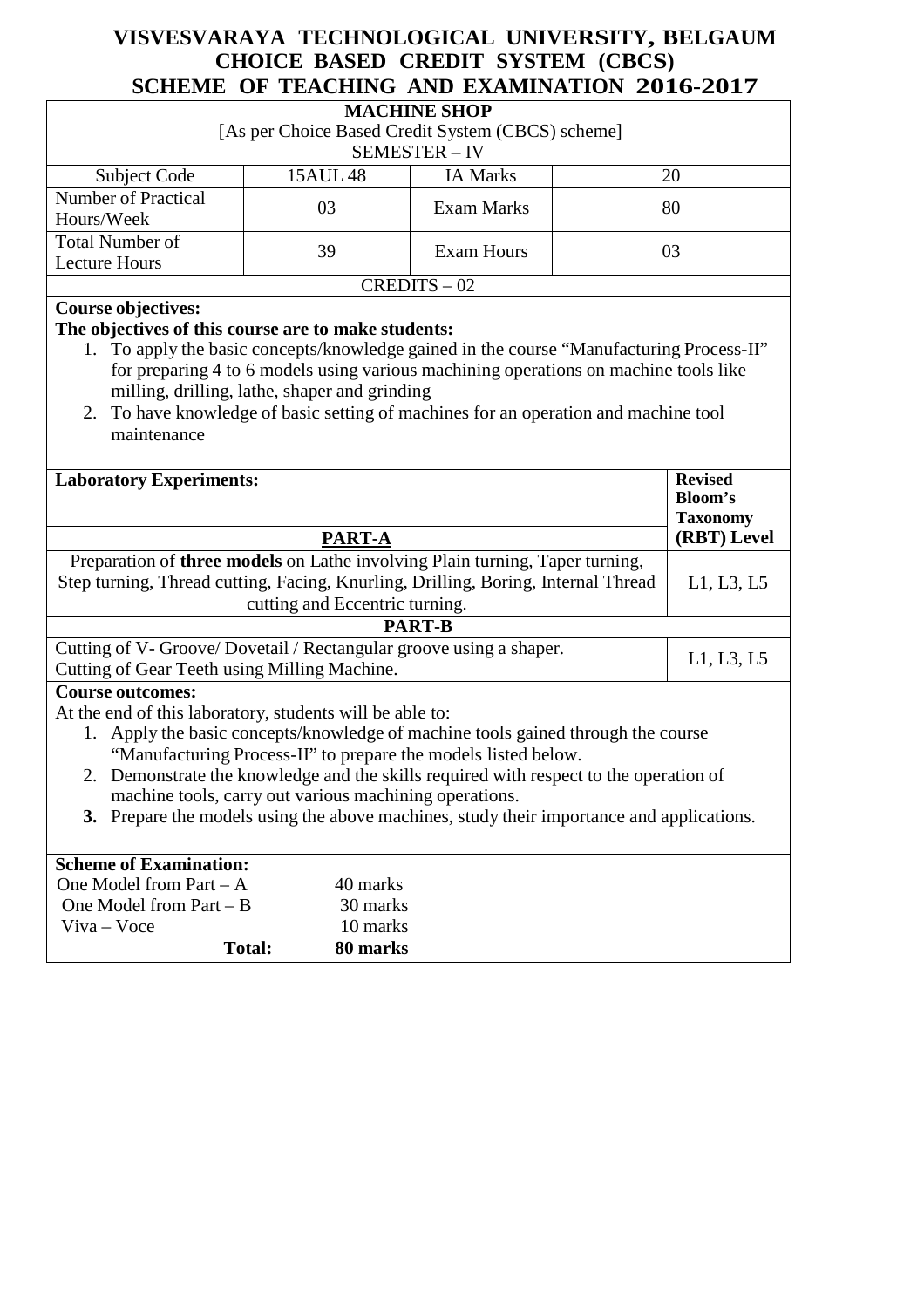# VISVESVARAYA TECHNOLOGICAL UNIVERSITY, BELGAUM
## CHOICE BASED CREDIT SYSTEM (CBCS)
## SCHEME OF TEACHING AND EXAMINATION 2016-2017

**MACHINE SHOP**

[As per Choice Based Credit System (CBCS) scheme]

SEMESTER – IV

| Subject Code | 15AUL 48 | IA Marks | 20 |
|---|---|---|---|
| Number of Practical Hours/Week | 03 | Exam Marks | 80 |
| Total Number of Lecture Hours | 39 | Exam Hours | 03 |

CREDITS – 02

**Course objectives:**

**The objectives of this course are to make students:**

1. To apply the basic concepts/knowledge gained in the course "Manufacturing Process-II" for preparing 4 to 6 models using various machining operations on machine tools like milling, drilling, lathe, shaper and grinding
2. To have knowledge of basic setting of machines for an operation and machine tool maintenance

| **Laboratory Experiments:** | **Revised Bloom's Taxonomy (RBT) Level** |
|---|---|
| **PART-A** | |
| Preparation of **three models** on Lathe involving Plain turning, Taper turning, Step turning, Thread cutting, Facing, Knurling, Drilling, Boring, Internal Thread cutting and Eccentric turning. | L1, L3, L5 |
| **PART-B** | |
| Cutting of V- Groove/ Dovetail / Rectangular groove using a shaper. Cutting of Gear Teeth using Milling Machine. | L1, L3, L5 |

**Course outcomes:**

At the end of this laboratory, students will be able to:

1. Apply the basic concepts/knowledge of machine tools gained through the course "Manufacturing Process-II" to prepare the models listed below.
2. Demonstrate the knowledge and the skills required with respect to the operation of machine tools, carry out various machining operations.
3. Prepare the models using the above machines, study their importance and applications.

**Scheme of Examination:**

| | |
|---|---|
| One Model from Part – A | 40 marks |
| One Model from Part – B | 30 marks |
| Viva – Voce | 10 marks |
| **Total:** | **80 marks** |